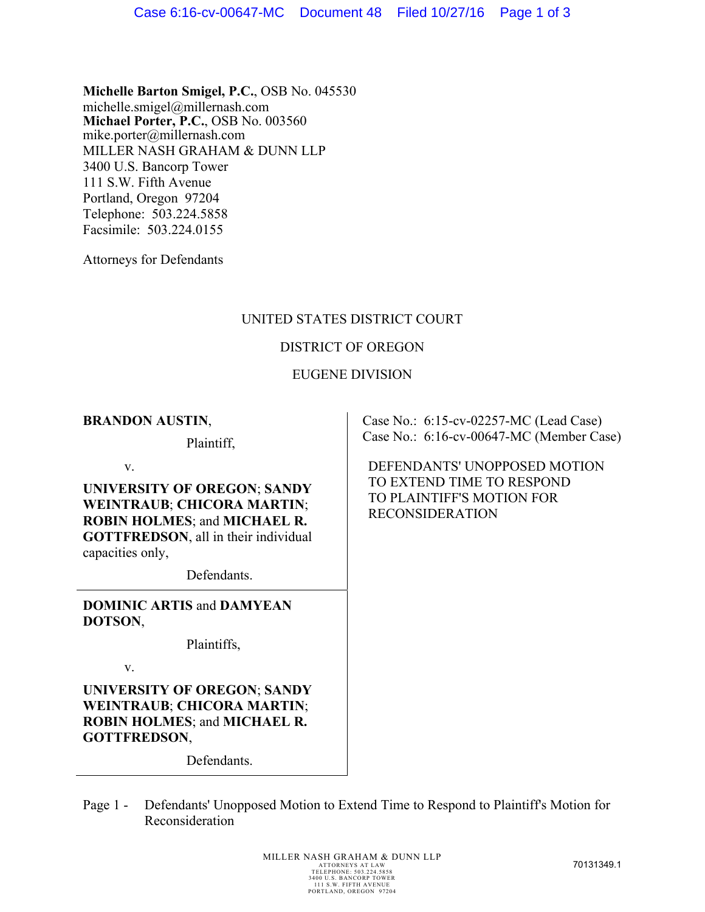**Michelle Barton Smigel, P.C.**, OSB No. 045530
michelle.smigel@millernash.com
**Michael Porter, P.C.**, OSB No. 003560
mike.porter@millernash.com
MILLER NASH GRAHAM & DUNN LLP
3400 U.S. Bancorp Tower
111 S.W. Fifth Avenue
Portland, Oregon 97204
Telephone: 503.224.5858
Facsimile: 503.224.0155

Attorneys for Defendants

UNITED STATES DISTRICT COURT

DISTRICT OF OREGON

EUGENE DIVISION

**BRANDON AUSTIN**,

Plaintiff,

v.

**UNIVERSITY OF OREGON**; **SANDY WEINTRAUB**; **CHICORA MARTIN**; **ROBIN HOLMES**; and **MICHAEL R. GOTTFREDSON**, all in their individual capacities only,

Defendants.

**DOMINIC ARTIS** and **DAMYEAN DOTSON**,

Plaintiffs,

v.

**UNIVERSITY OF OREGON**; **SANDY WEINTRAUB**; **CHICORA MARTIN**; **ROBIN HOLMES**; and **MICHAEL R. GOTTFREDSON**,

Defendants.

Case No.: 6:15-cv-02257-MC (Lead Case)
Case No.: 6:16-cv-00647-MC (Member Case)

DEFENDANTS' UNOPPOSED MOTION TO EXTEND TIME TO RESPOND TO PLAINTIFF'S MOTION FOR RECONSIDERATION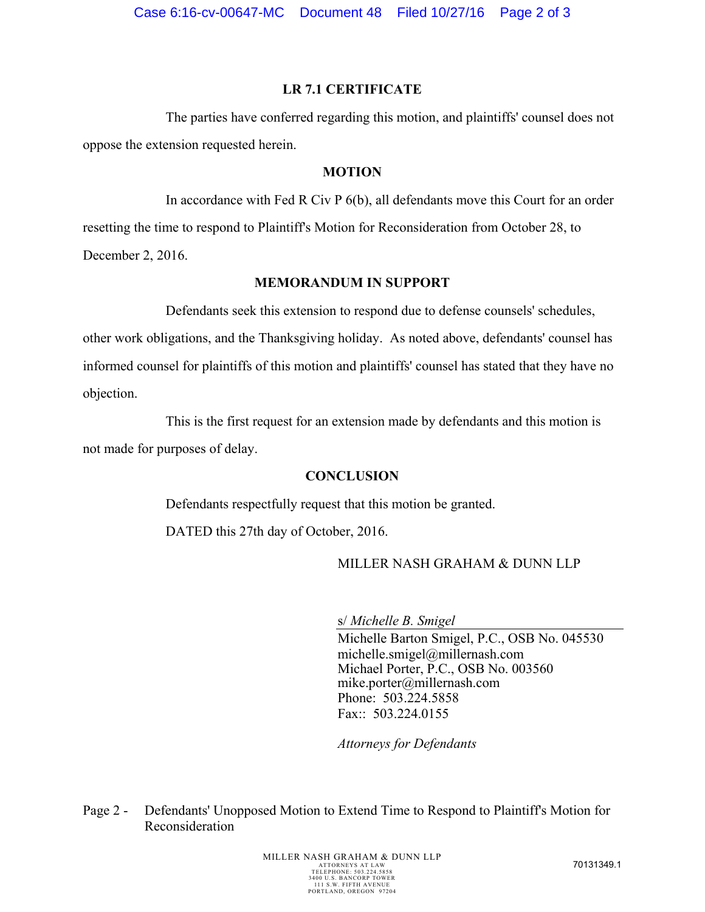## LR 7.1 CERTIFICATE

The parties have conferred regarding this motion, and plaintiffs' counsel does not oppose the extension requested herein.

## MOTION

In accordance with Fed R Civ P 6(b), all defendants move this Court for an order resetting the time to respond to Plaintiff's Motion for Reconsideration from October 28, to December 2, 2016.

## MEMORANDUM IN SUPPORT

Defendants seek this extension to respond due to defense counsels' schedules, other work obligations, and the Thanksgiving holiday. As noted above, defendants' counsel has informed counsel for plaintiffs of this motion and plaintiffs' counsel has stated that they have no objection.

This is the first request for an extension made by defendants and this motion is not made for purposes of delay.

## CONCLUSION

Defendants respectfully request that this motion be granted.

DATED this 27th day of October, 2016.

MILLER NASH GRAHAM & DUNN LLP

s/ *Michelle B. Smigel*
Michelle Barton Smigel, P.C., OSB No. 045530
michelle.smigel@millernash.com
Michael Porter, P.C., OSB No. 003560
mike.porter@millernash.com
Phone: 503.224.5858
Fax:: 503.224.0155

*Attorneys for Defendants*

Page 2 - Defendants' Unopposed Motion to Extend Time to Respond to Plaintiff's Motion for Reconsideration

MILLER NASH GRAHAM & DUNN LLP
ATTORNEYS AT LAW
TELEPHONE: 503.224.5858
3400 U.S. BANCORP TOWER
111 S.W. FIFTH AVENUE
PORTLAND, OREGON 97204

70131349.1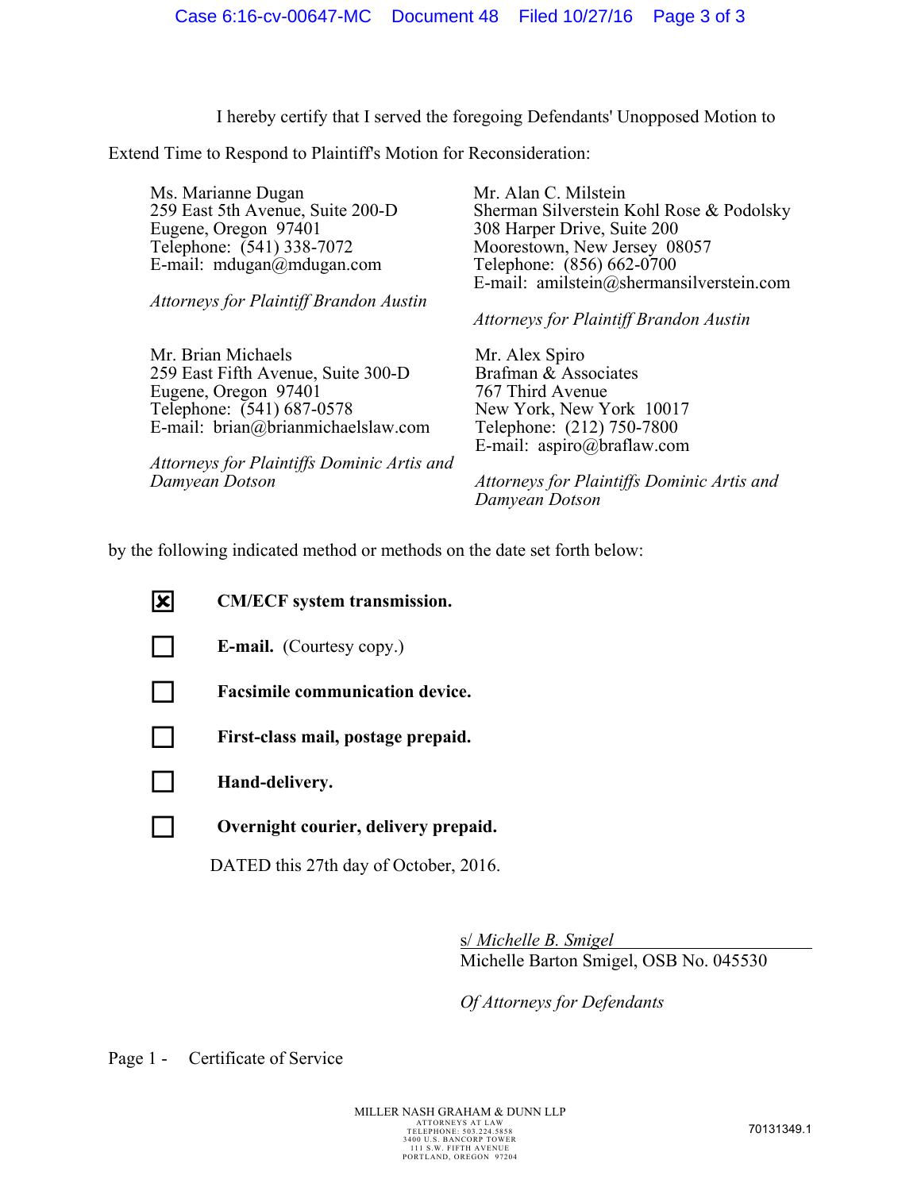I hereby certify that I served the foregoing Defendants' Unopposed Motion to Extend Time to Respond to Plaintiff's Motion for Reconsideration:

Ms. Marianne Dugan
259 East 5th Avenue, Suite 200-D
Eugene, Oregon 97401
Telephone: (541) 338-7072
E-mail: mdugan@mdugan.com

*Attorneys for Plaintiff Brandon Austin*

Mr. Alan C. Milstein
Sherman Silverstein Kohl Rose & Podolsky
308 Harper Drive, Suite 200
Moorestown, New Jersey 08057
Telephone: (856) 662-0700
E-mail: amilstein@shermansilverstein.com

*Attorneys for Plaintiff Brandon Austin*

Mr. Brian Michaels
259 East Fifth Avenue, Suite 300-D
Eugene, Oregon 97401
Telephone: (541) 687-0578
E-mail: brian@brianmichaelslaw.com

*Attorneys for Plaintiffs Dominic Artis and Damyean Dotson*

Mr. Alex Spiro
Brafman & Associates
767 Third Avenue
New York, New York 10017
Telephone: (212) 750-7800
E-mail: aspiro@braflaw.com

*Attorneys for Plaintiffs Dominic Artis and Damyean Dotson*

by the following indicated method or methods on the date set forth below:

☒ **CM/ECF system transmission.**

☐ **E-mail.** (Courtesy copy.)

☐ **Facsimile communication device.**

☐ **First-class mail, postage prepaid.**

☐ **Hand-delivery.**

☐ **Overnight courier, delivery prepaid.**

DATED this 27th day of October, 2016.

s/ *Michelle B. Smigel*
Michelle Barton Smigel, OSB No. 045530

*Of Attorneys for Defendants*

Page 1 - Certificate of Service

MILLER NASH GRAHAM & DUNN LLP
ATTORNEYS AT LAW
TELEPHONE: 503.224.5858
3400 U.S. BANCORP TOWER
111 S.W. FIFTH AVENUE
PORTLAND, OREGON 97204

70131349.1